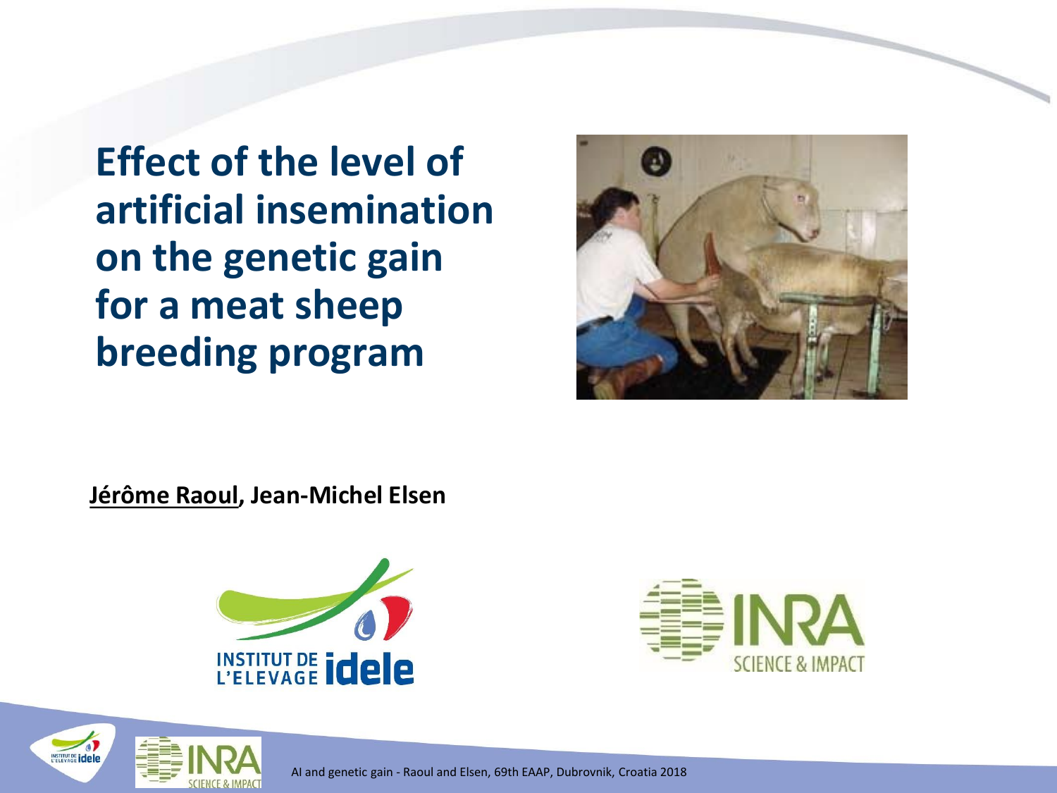# Effect of the level of artificial insemination on the genetic gain for a meat sheep breeding program

**Jérôme Raoul, Jean-Michel Elsen**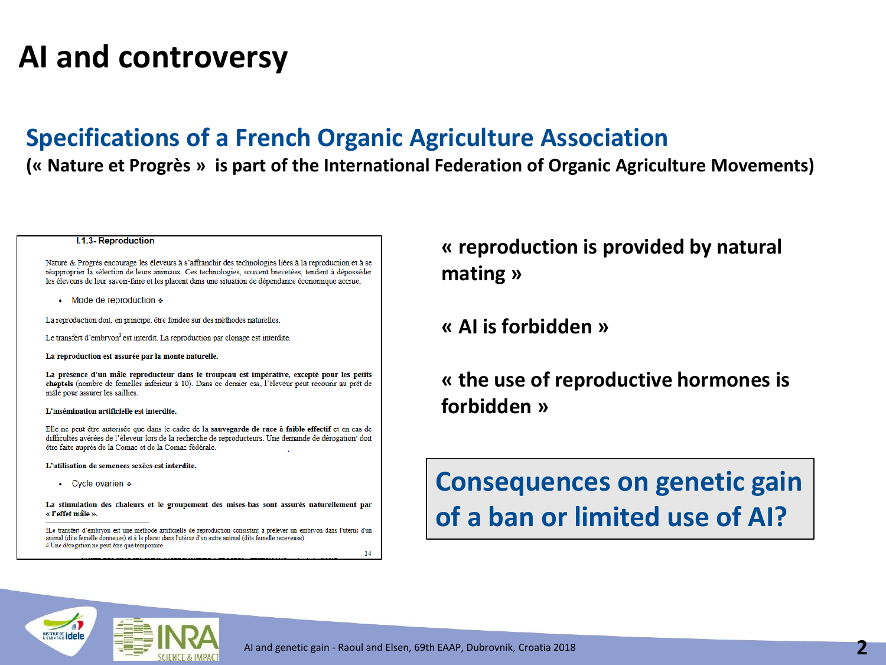# AI and controversy

## Specifications of a French Organic Agriculture Association

**(« Nature et Progrès » is part of the International Federation of Organic Agriculture Movements)**

**I.1.3- Reproduction**

Nature & Progrès encourage les éleveurs à s'affranchir des technologies liées à la reproduction et à se réapproprier la sélection de leurs animaux. Ces technologies, souvent brevetées, tendent à déposséder les éleveurs de leur savoir-faire et les placent dans une situation de dépendance économique accrue.

- Mode de reproduction ❖

La reproduction doit, en principe, être fondée sur des méthodes naturelles.

Le transfert d'embryon[3] est interdit. La reproduction par clonage est interdite.

**La reproduction est assurée par la monte naturelle.**

**La présence d'un mâle reproducteur dans le troupeau est impérative, excepté pour les petits cheptels** (nombre de femelles inférieur à 10). Dans ce dernier cas, l'éleveur peut recourir au prêt de mâle pour assurer les saillies.

**L'insémination artificielle est interdite.**

Elle ne peut être autorisée que dans le cadre de la **sauvegarde de race à faible effectif** et en cas de difficultés avérées de l'éleveur lors de la recherche de reproducteurs. Une demande de dérogation[4] doit être faite auprès de la Comac et de la Comac fédérale.

**L'utilisation de semences sexées est interdite.**

- Cyclo ovarien ❖

**La stimulation des chaleurs et le groupement des mises-bas sont assurés naturellement par « l'effet mâle ».**

3Le transfert d'embryon est une méthode artificielle de reproduction consistant à prélever un embryon dans l'utérus d'un animal (dite femelle donneuse) et à le placer dans l'utérus d'un autre animal (dite femelle receveuse).
4 Une dérogation ne peut être que temporaire

**« reproduction is provided by natural mating »**

**« AI is forbidden »**

**« the use of reproductive hormones is forbidden »**

**Consequences on genetic gain of a ban or limited use of AI?**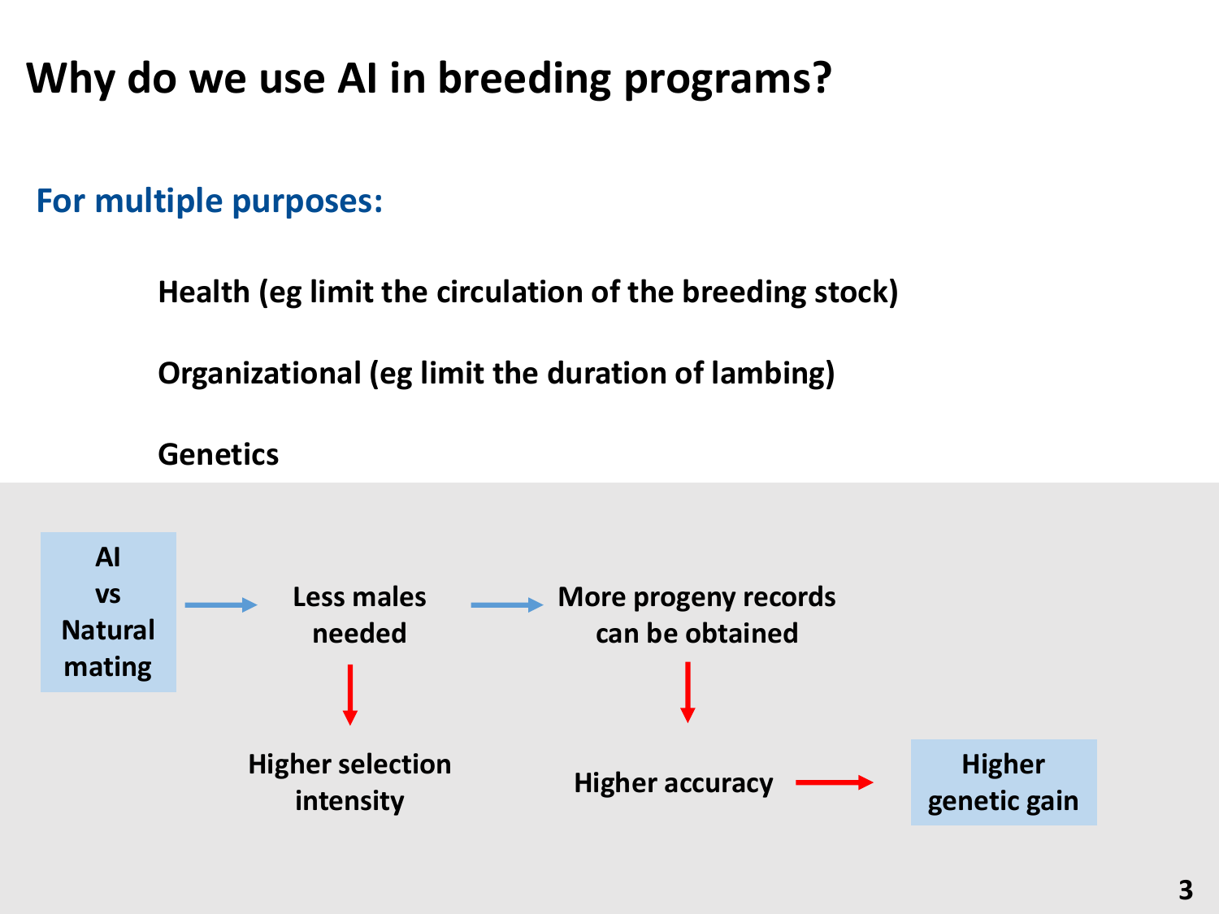# Why do we use AI in breeding programs?

## For multiple purposes:

**Health (eg limit the circulation of the breeding stock)**

**Organizational (eg limit the duration of lambing)**

**Genetics**

**AI vs Natural mating** → **Less males needed** → **More progeny records can be obtained**

**Less males needed** ↓ **Higher selection intensity**

**More progeny records can be obtained** ↓ **Higher accuracy** → **Higher genetic gain**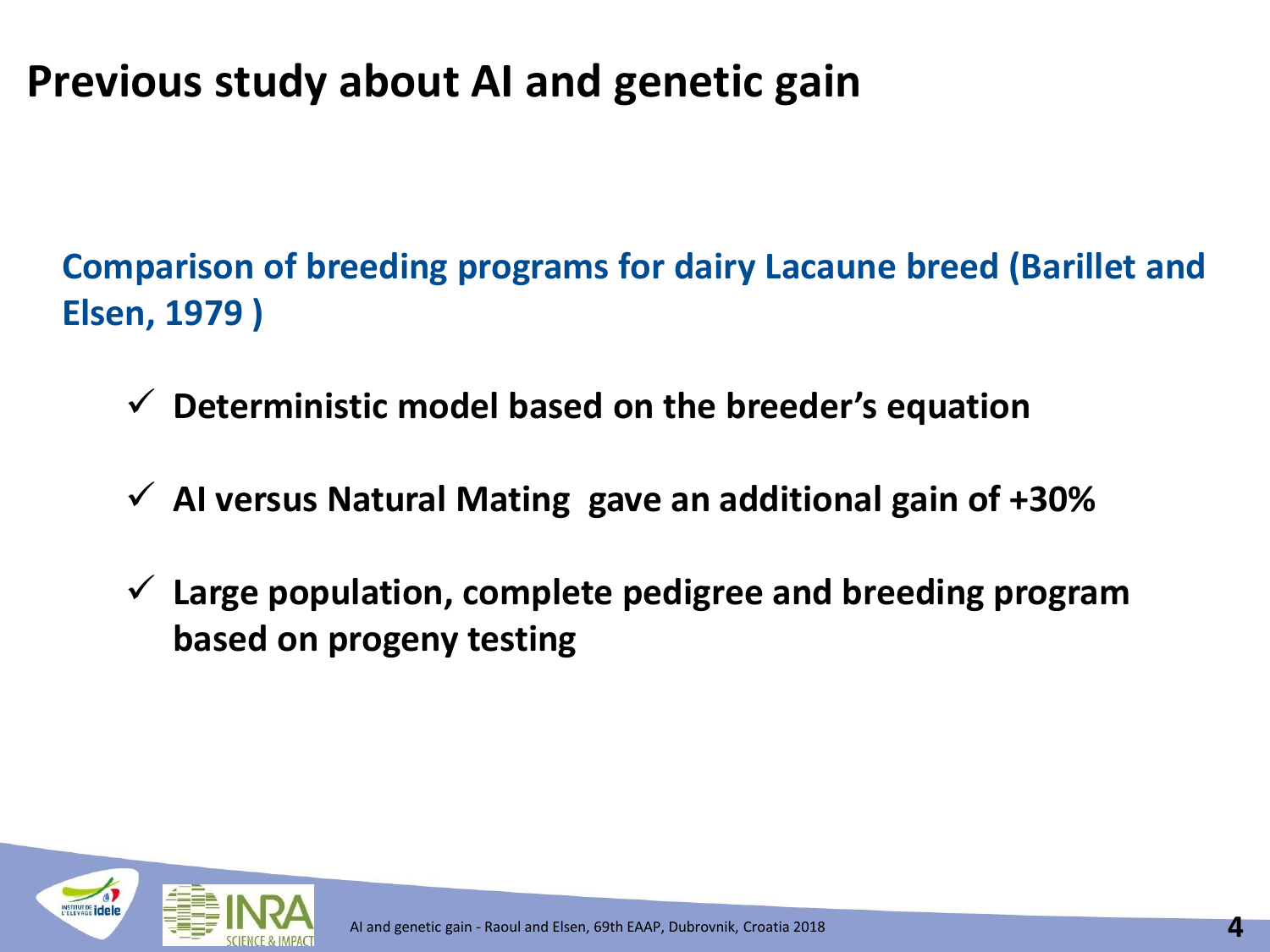# Previous study about AI and genetic gain

**Comparison of breeding programs for dairy Lacaune breed (Barillet and Elsen, 1979 )**

- ✓ **Deterministic model based on the breeder's equation**
- ✓ **AI versus Natural Mating gave an additional gain of +30%**
- ✓ **Large population, complete pedigree and breeding program based on progeny testing**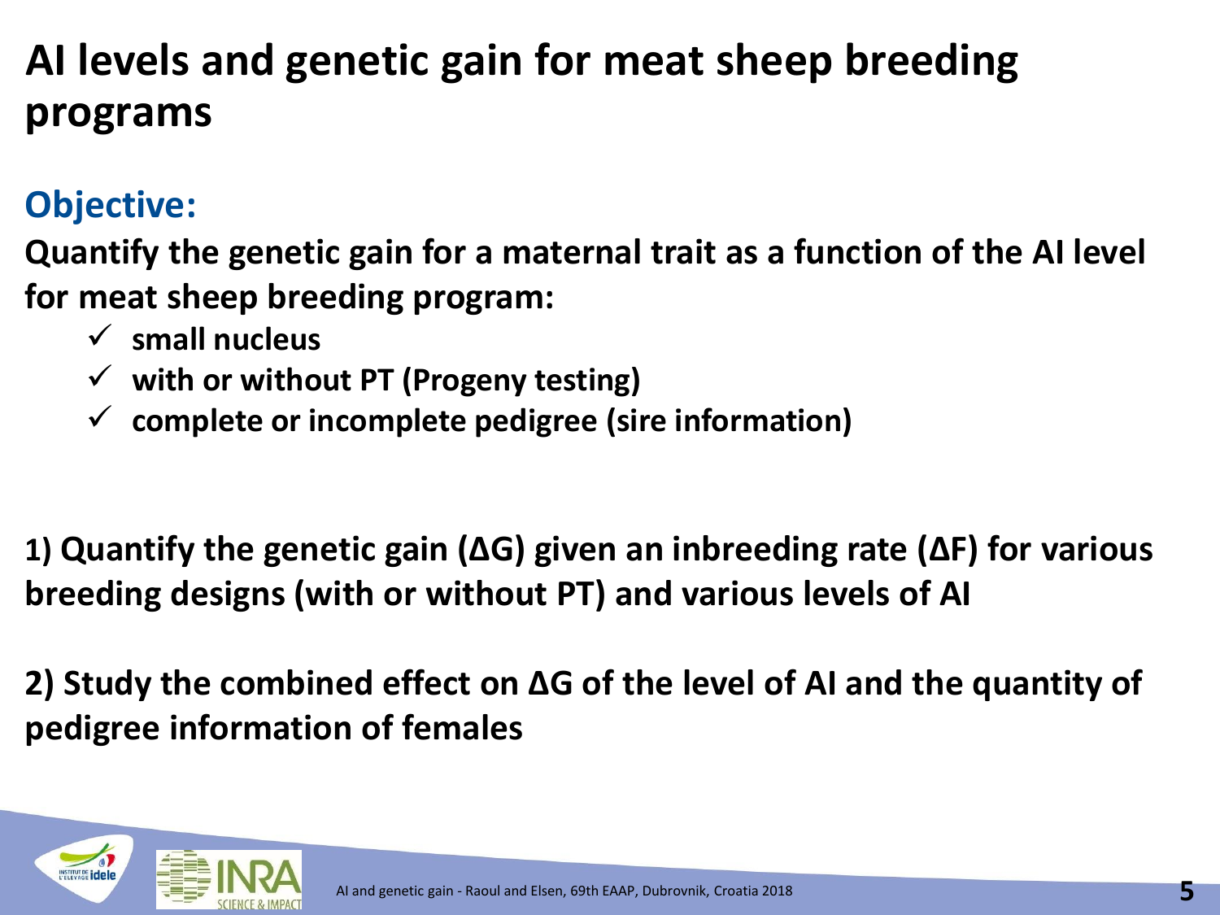# AI levels and genetic gain for meat sheep breeding programs

## Objective:

**Quantify the genetic gain for a maternal trait as a function of the AI level for meat sheep breeding program:**

- ✓ **small nucleus**
- ✓ **with or without PT (Progeny testing)**
- ✓ **complete or incomplete pedigree (sire information)**

**1) Quantify the genetic gain (ΔG) given an inbreeding rate (ΔF) for various breeding designs (with or without PT) and various levels of AI**

**2) Study the combined effect on ΔG of the level of AI and the quantity of pedigree information of females**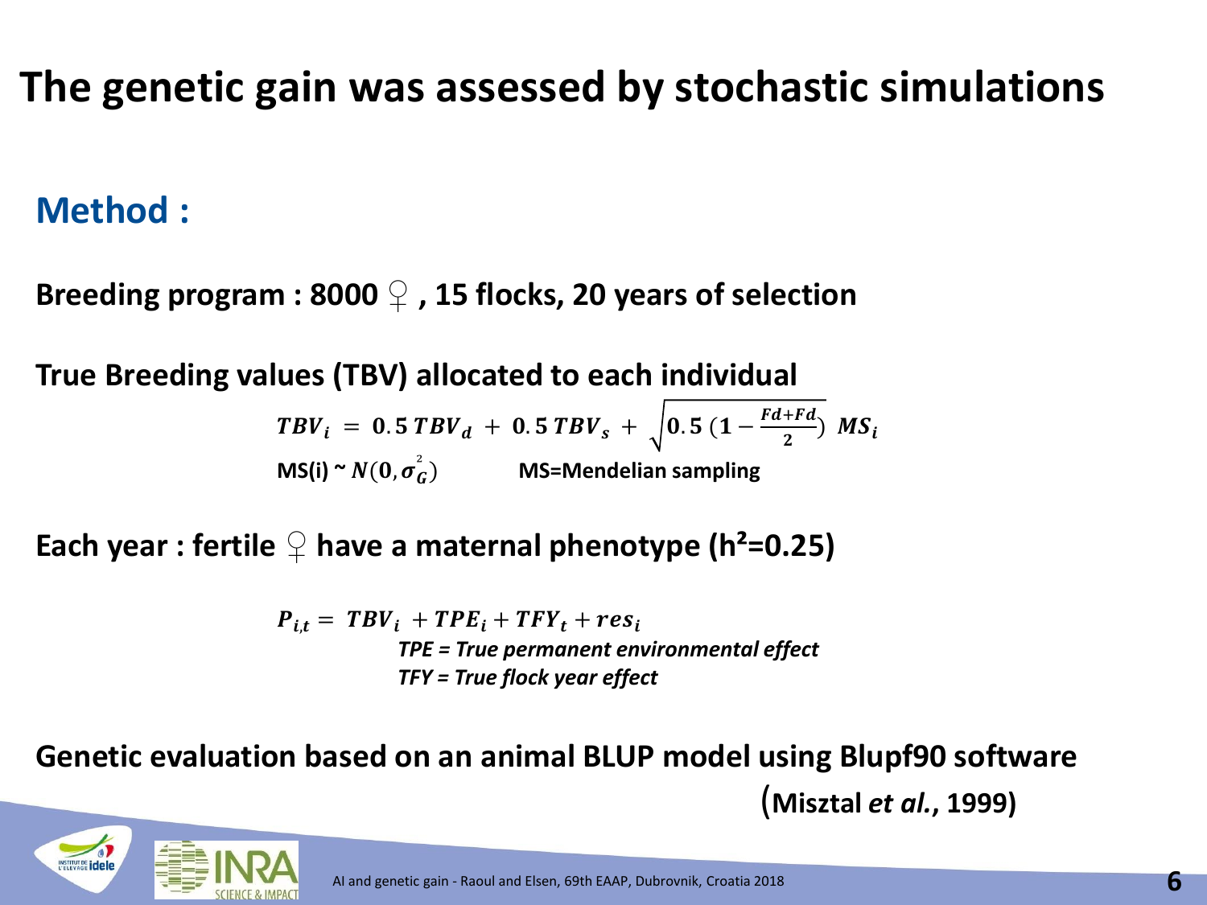# The genetic gain was assessed by stochastic simulations

## Method :

**Breeding program : 8000 ♀ , 15 flocks, 20 years of selection**

**True Breeding values (TBV) allocated to each individual**

$$TBV_i = 0.5\, TBV_d + 0.5\, TBV_s + \sqrt{0.5\,(1 - \frac{Fd+Fd}{2})}\; MS_i$$

**MS(i) ~** $N(0, \sigma_G^2)$ **MS=Mendelian sampling**

**Each year : fertile ♀ have a maternal phenotype ($h^2$=0.25)**

$$P_{i,t} = TBV_i + TPE_i + TFY_t + res_i$$

***TPE = True permanent environmental effect***

***TFY = True flock year effect***

**Genetic evaluation based on an animal BLUP model using Blupf90 software (Misztal *et al.*, 1999)**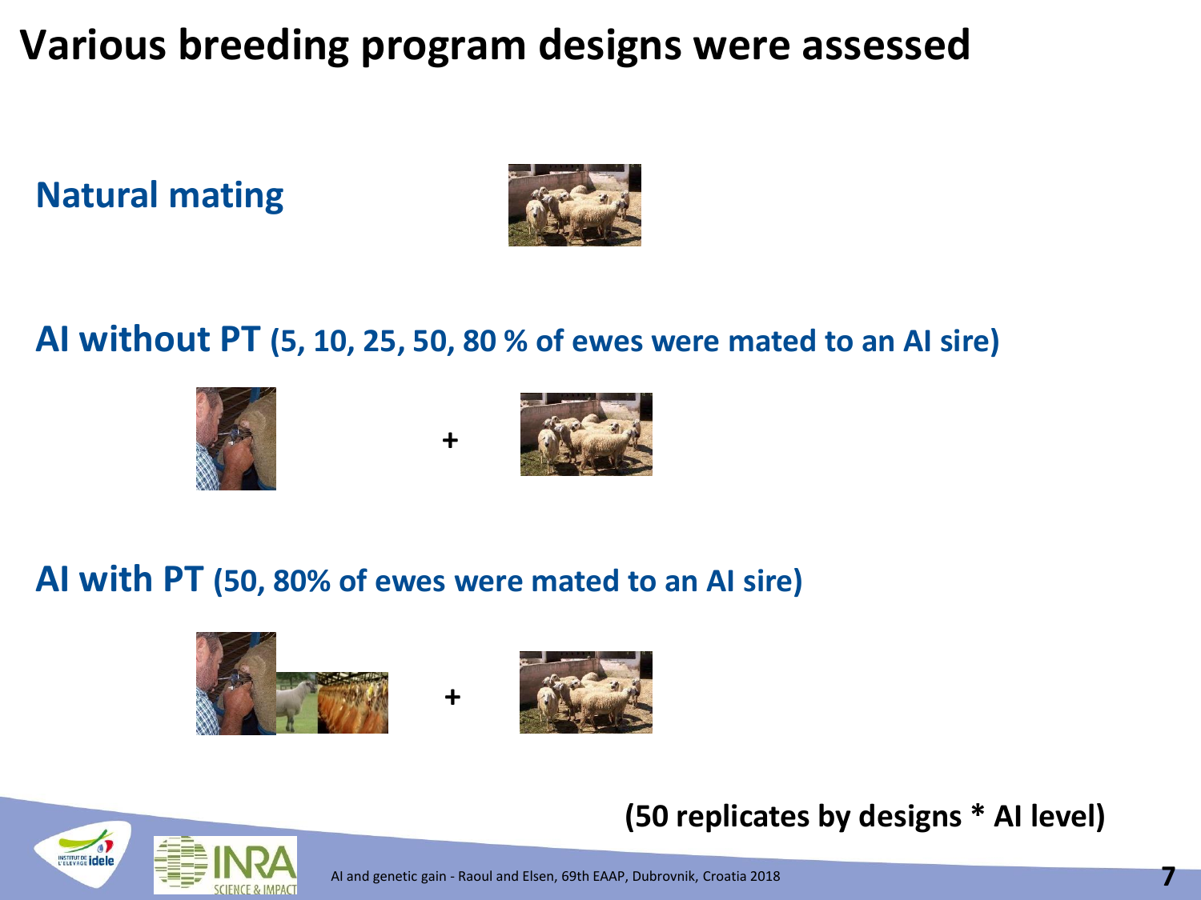# Various breeding program designs were assessed

## Natural mating

## AI without PT (5, 10, 25, 50, 80 % of ewes were mated to an AI sire)

+

## AI with PT (50, 80% of ewes were mated to an AI sire)

+

**(50 replicates by designs * AI level)**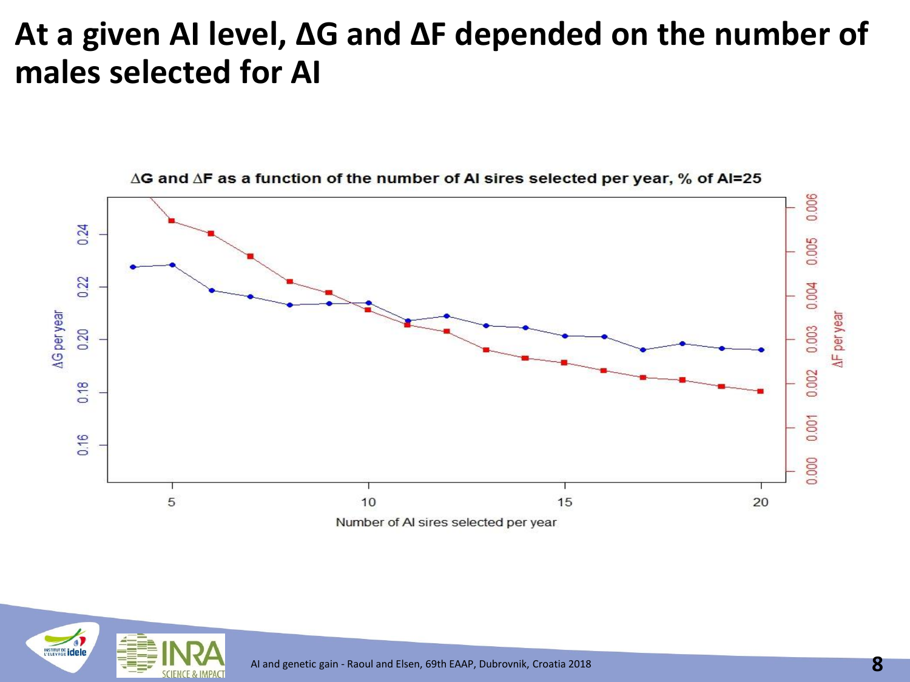# At a given AI level, ΔG and ΔF depended on the number of males selected for AI

ΔG and ΔF as a function of the number of AI sires selected per year, % of AI=25

ΔG per year

0.16 0.18 0.20 0.22 0.24

ΔF per year

0.000 0.001 0.002 0.003 0.004 0.005 0.006

5 10 15 20

Number of AI sires selected per year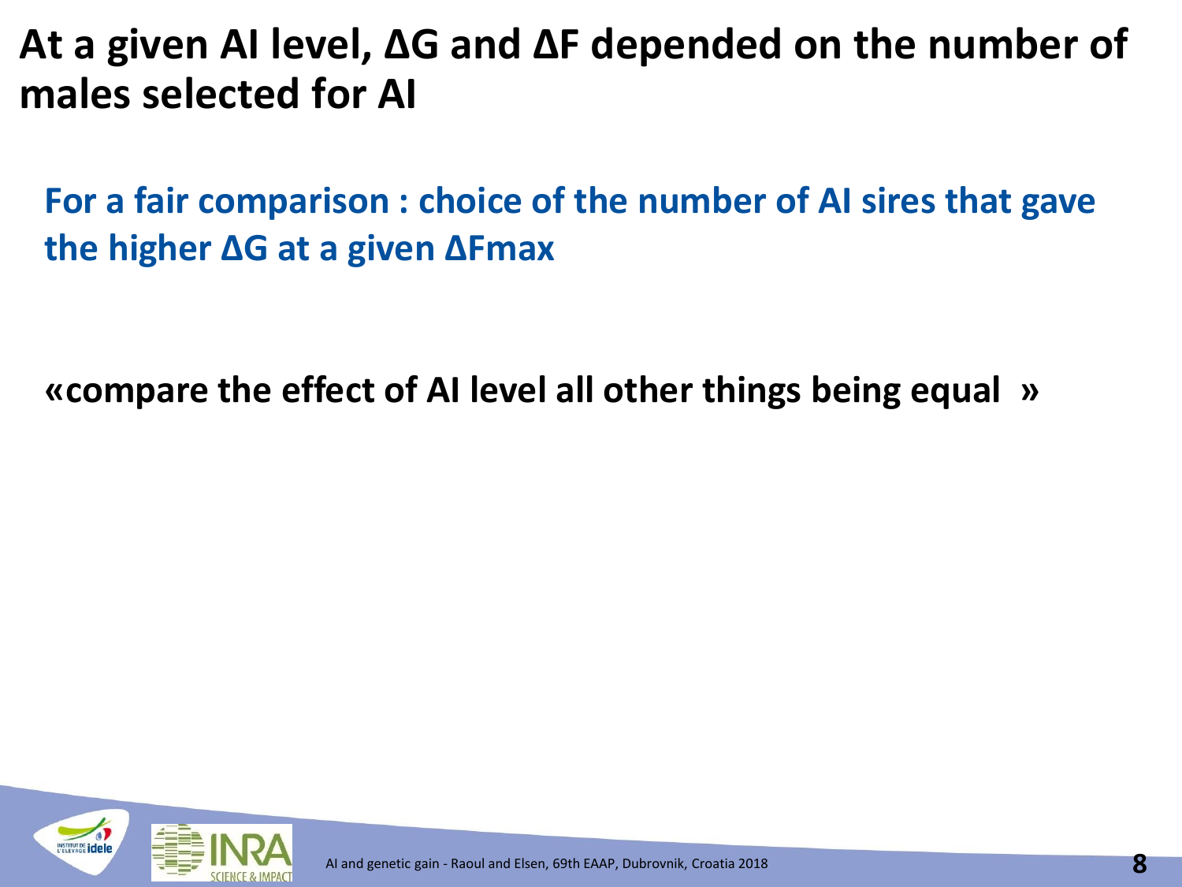# At a given AI level, $\Delta G$ and $\Delta F$ depended on the number of males selected for AI

**For a fair comparison : choice of the number of AI sires that gave the higher $\Delta G$ at a given $\Delta F_{max}$**

**«compare the effect of AI level all other things being equal »**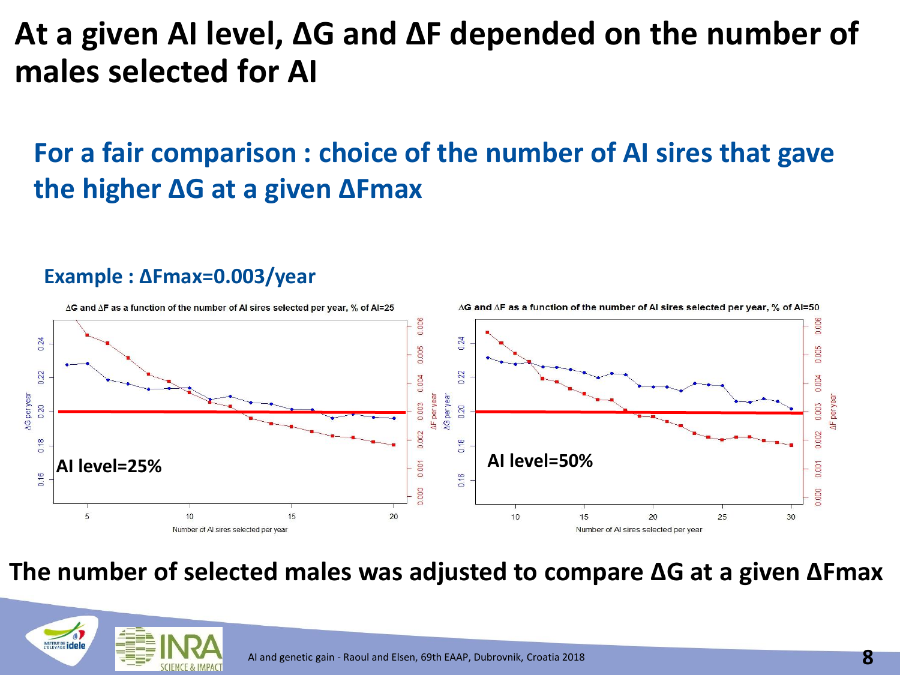# At a given AI level, $\Delta G$ and $\Delta F$ depended on the number of males selected for AI

## For a fair comparison : choice of the number of AI sires that gave the higher $\Delta G$ at a given $\Delta F_{max}$

### Example : $\Delta F_{max}$=0.003/year

$\Delta G$ and $\Delta F$ as a function of the number of AI sires selected per year, % of AI=25

AI level=25%

$\Delta G$ and $\Delta F$ as a function of the number of AI sires selected per year, % of AI=50

AI level=50%

**The number of selected males was adjusted to compare $\Delta G$ at a given $\Delta F_{max}$**

AI and genetic gain - Raoul and Elsen, 69th EAAP, Dubrovnik, Croatia 2018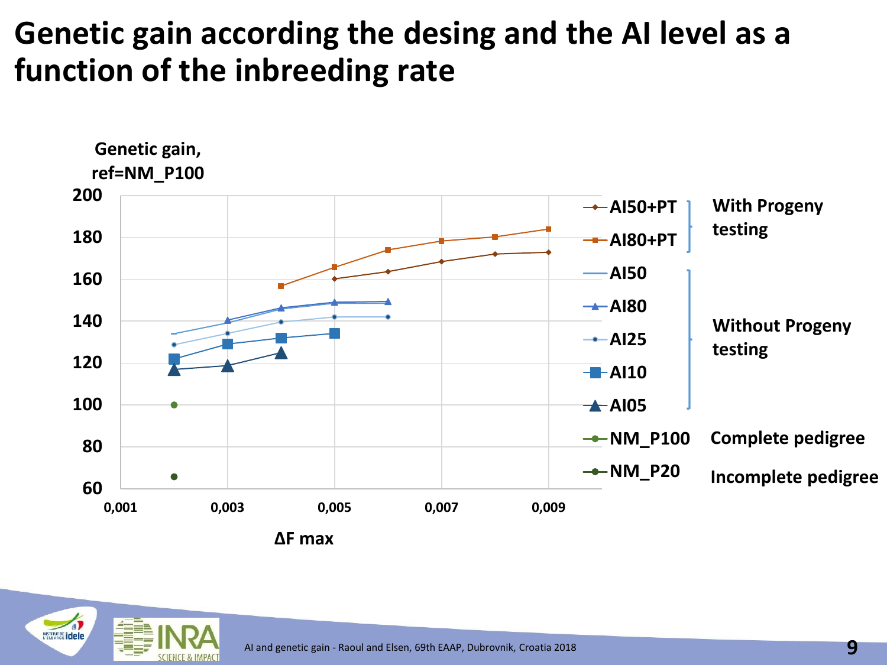# Genetic gain according the desing and the AI level as a function of the inbreeding rate

Genetic gain, ref=NM_P100

| Series | Group |
| --- | --- |
| AI50+PT | With Progeny testing |
| AI80+PT | With Progeny testing |
| AI50 | Without Progeny testing |
| AI80 | Without Progeny testing |
| AI25 | Without Progeny testing |
| AI10 | Without Progeny testing |
| AI05 | Without Progeny testing |
| NM_P100 | Complete pedigree |
| NM_P20 | Incomplete pedigree |

ΔF max

AI and genetic gain - Raoul and Elsen, 69th EAAP, Dubrovnik, Croatia 2018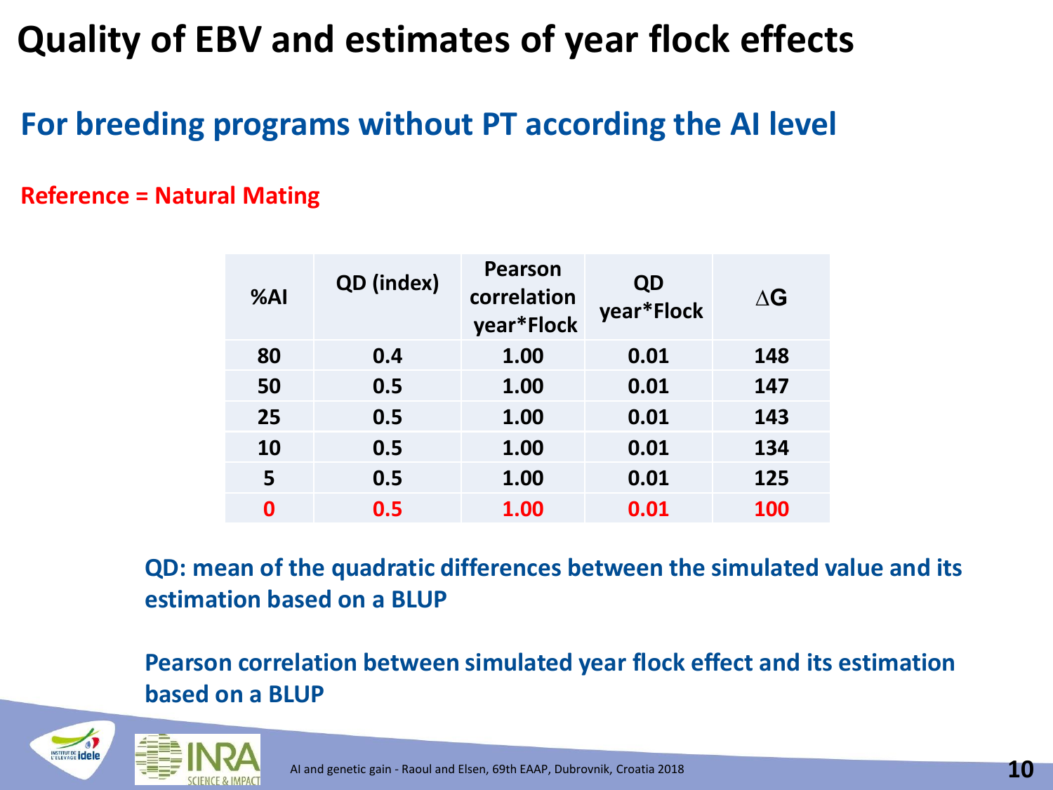# Quality of EBV and estimates of year flock effects

## For breeding programs without PT according the AI level

**Reference = Natural Mating**

| %AI | QD (index) | Pearson correlation year*Flock | QD year*Flock | $\Delta$G |
|---|---|---|---|---|
| 80 | 0.4 | 1.00 | 0.01 | 148 |
| 50 | 0.5 | 1.00 | 0.01 | 147 |
| 25 | 0.5 | 1.00 | 0.01 | 143 |
| 10 | 0.5 | 1.00 | 0.01 | 134 |
| 5 | 0.5 | 1.00 | 0.01 | 125 |
| 0 | 0.5 | 1.00 | 0.01 | 100 |

**QD: mean of the quadratic differences between the simulated value and its estimation based on a BLUP**

**Pearson correlation between simulated year flock effect and its estimation based on a BLUP**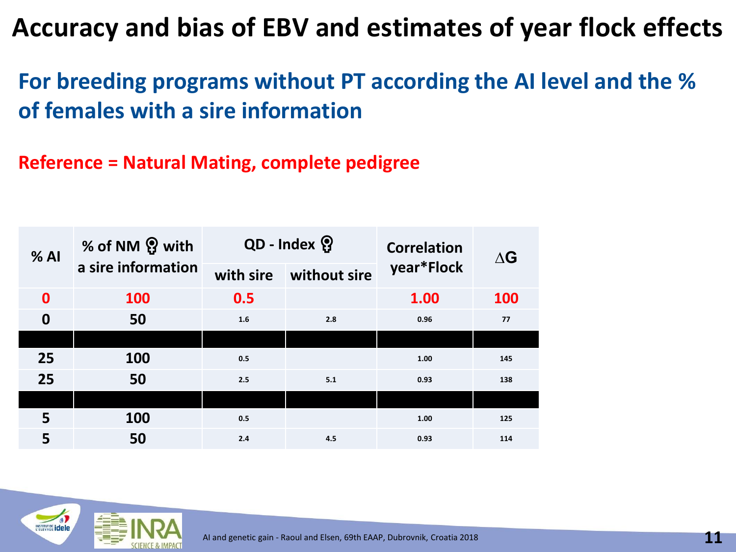# Accuracy and bias of EBV and estimates of year flock effects

## For breeding programs without PT according the AI level and the % of females with a sire information

**Reference = Natural Mating, complete pedigree**

| % AI | % of NM ♀ with a sire information | QD - Index ♀ | | Correlation year*Flock | ΔG |
|---|---|---|---|---|---|
| | | with sire | without sire | | |
| **0** | **100** | **0.5** | | **1.00** | **100** |
| 0 | 50 | 1.6 | 2.8 | 0.96 | 77 |
| | | | | | |
| 25 | 100 | 0.5 | | 1.00 | 145 |
| 25 | 50 | 2.5 | 5.1 | 0.93 | 138 |
| | | | | | |
| 5 | 100 | 0.5 | | 1.00 | 125 |
| 5 | 50 | 2.4 | 4.5 | 0.93 | 114 |

AI and genetic gain - Raoul and Elsen, 69th EAAP, Dubrovnik, Croatia 2018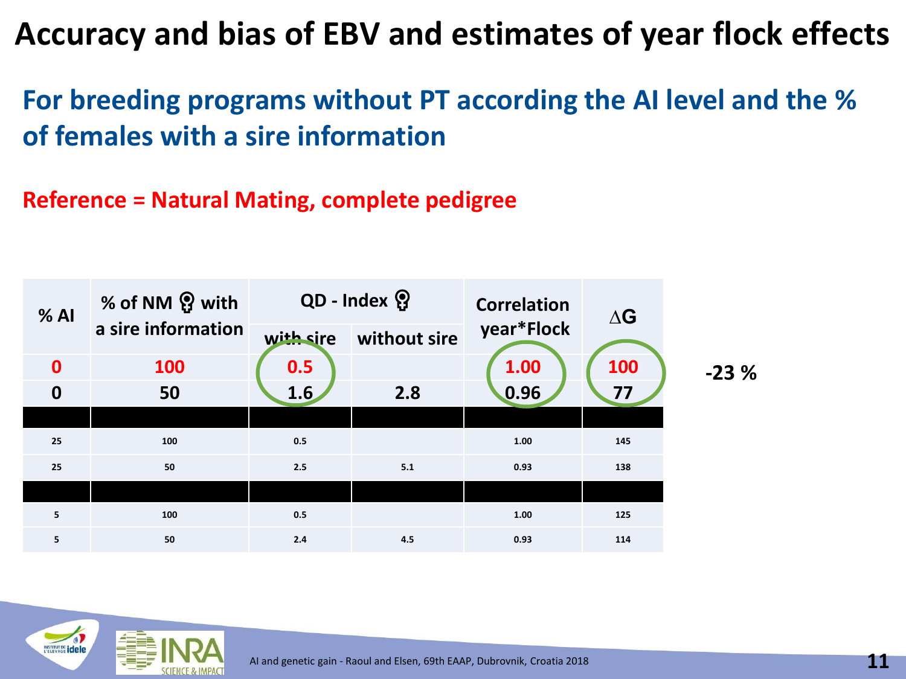# Accuracy and bias of EBV and estimates of year flock effects

## For breeding programs without PT according the AI level and the % of females with a sire information

**Reference = Natural Mating, complete pedigree**

| % AI | % of NM ♀ with a sire information | QD - Index ♀ | | Correlation year*Flock | ΔG |
|---|---|---|---|---|---|
| | | with sire | without sire | | |
| 0 | 100 | 0.5 | | 1.00 | 100 |
| 0 | 50 | 1.6 | 2.8 | 0.96 | 77 |
| | | | | | |
| 25 | 100 | 0.5 | | 1.00 | 145 |
| 25 | 50 | 2.5 | 5.1 | 0.93 | 138 |
| | | | | | |
| 5 | 100 | 0.5 | | 1.00 | 125 |
| 5 | 50 | 2.4 | 4.5 | 0.93 | 114 |

-23 %

AI and genetic gain - Raoul and Elsen, 69th EAAP, Dubrovnik, Croatia 2018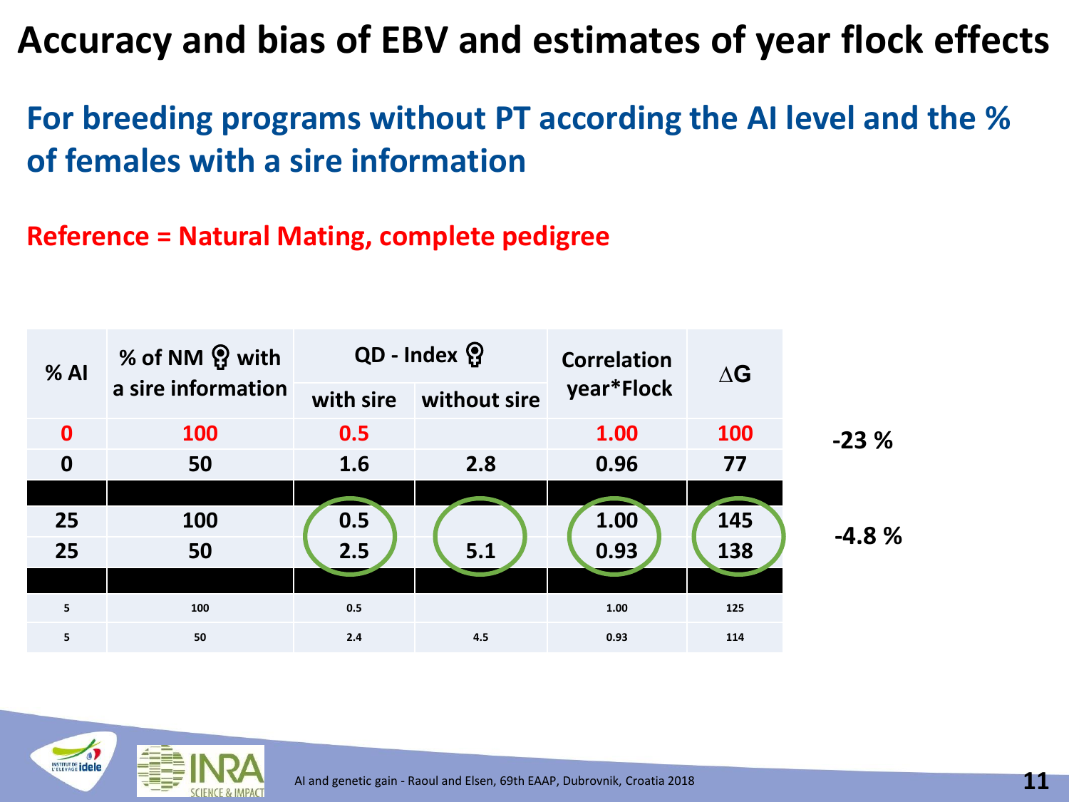# Accuracy and bias of EBV and estimates of year flock effects

## For breeding programs without PT according the AI level and the % of females with a sire information

**Reference = Natural Mating, complete pedigree**

| % AI | % of NM ♀ with a sire information | QD - Index ♀ | | Correlation year*Flock | ΔG | |
|---|---|---|---|---|---|---|
| | | with sire | without sire | | | |
| 0 | 100 | 0.5 | | 1.00 | 100 | -23 % |
| 0 | 50 | 1.6 | 2.8 | 0.96 | 77 | |
| | | | | | | |
| 25 | 100 | 0.5 | | 1.00 | 145 | -4.8 % |
| 25 | 50 | 2.5 | 5.1 | 0.93 | 138 | |
| | | | | | | |
| 5 | 100 | 0.5 | | 1.00 | 125 | |
| 5 | 50 | 2.4 | 4.5 | 0.93 | 114 | |

AI and genetic gain - Raoul and Elsen, 69th EAAP, Dubrovnik, Croatia 2018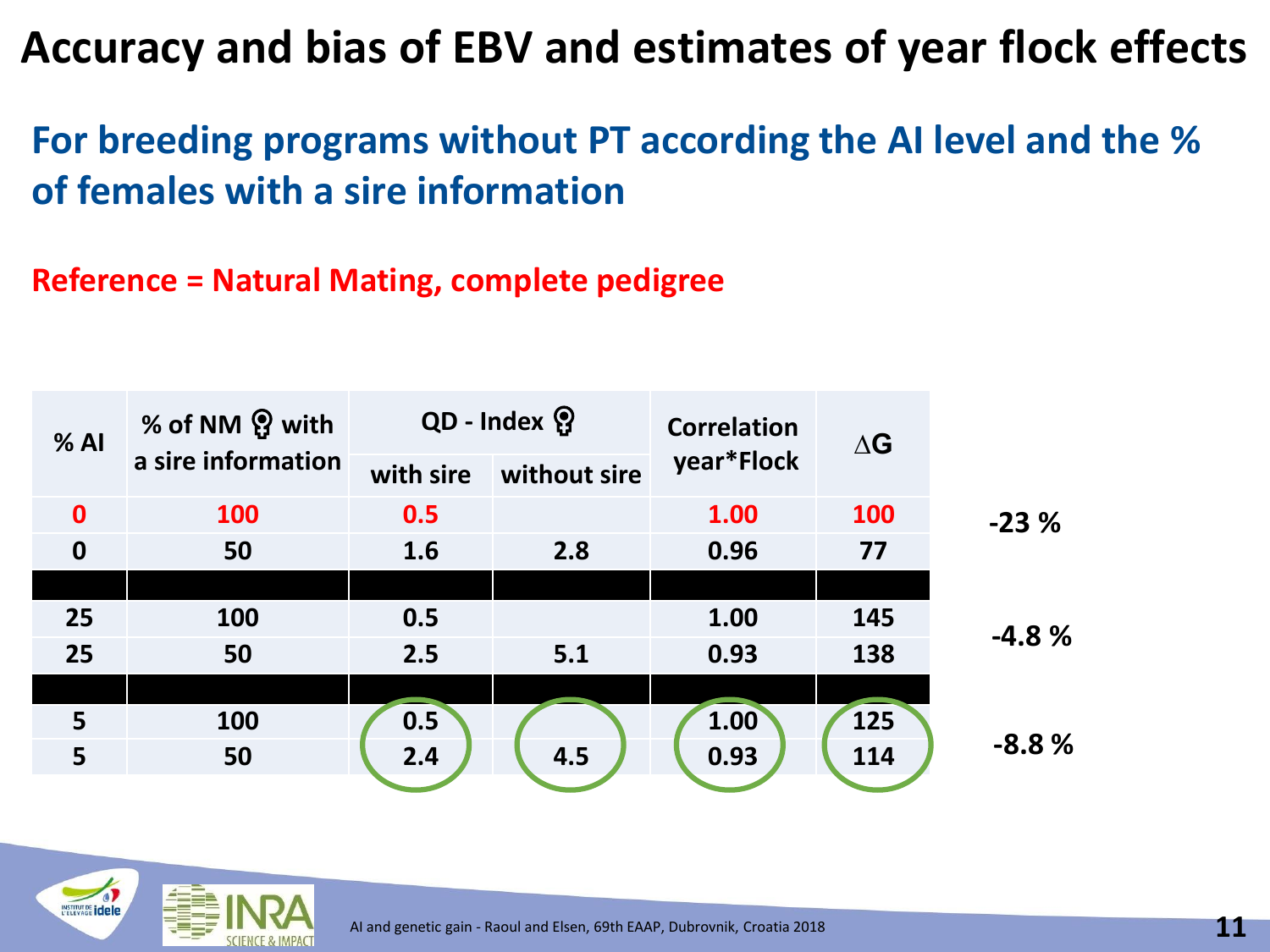# Accuracy and bias of EBV and estimates of year flock effects

## For breeding programs without PT according the AI level and the % of females with a sire information

**Reference = Natural Mating, complete pedigree**

| % AI | % of NM ♀ with a sire information | QD - Index ♀ | | Correlation year*Flock | ΔG | |
|---|---|---|---|---|---|---|
| | | with sire | without sire | | | |
| 0 | 100 | 0.5 | | 1.00 | 100 | -23 % |
| 0 | 50 | 1.6 | 2.8 | 0.96 | 77 | |
| | | | | | | |
| 25 | 100 | 0.5 | | 1.00 | 145 | -4.8 % |
| 25 | 50 | 2.5 | 5.1 | 0.93 | 138 | |
| | | | | | | |
| 5 | 100 | 0.5 | | 1.00 | 125 | -8.8 % |
| 5 | 50 | 2.4 | 4.5 | 0.93 | 114 | |

AI and genetic gain - Raoul and Elsen, 69th EAAP, Dubrovnik, Croatia 2018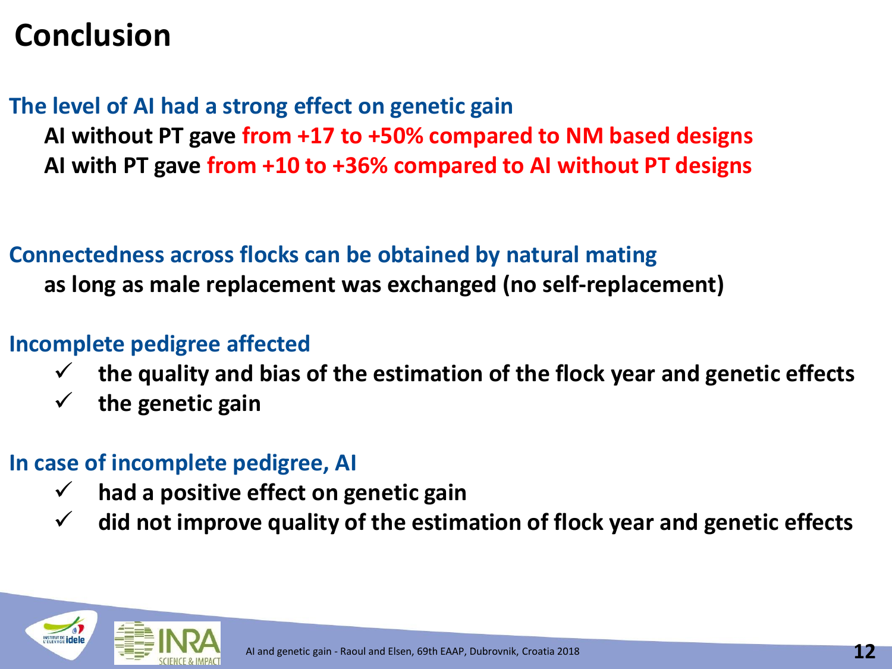# Conclusion

**The level of AI had a strong effect on genetic gain**

**AI without PT gave from +17 to +50% compared to NM based designs**

**AI with PT gave from +10 to +36% compared to AI without PT designs**

**Connectedness across flocks can be obtained by natural mating**

**as long as male replacement was exchanged (no self-replacement)**

**Incomplete pedigree affected**

- ✓ **the quality and bias of the estimation of the flock year and genetic effects**
- ✓ **the genetic gain**

**In case of incomplete pedigree, AI**

- ✓ **had a positive effect on genetic gain**
- ✓ **did not improve quality of the estimation of flock year and genetic effects**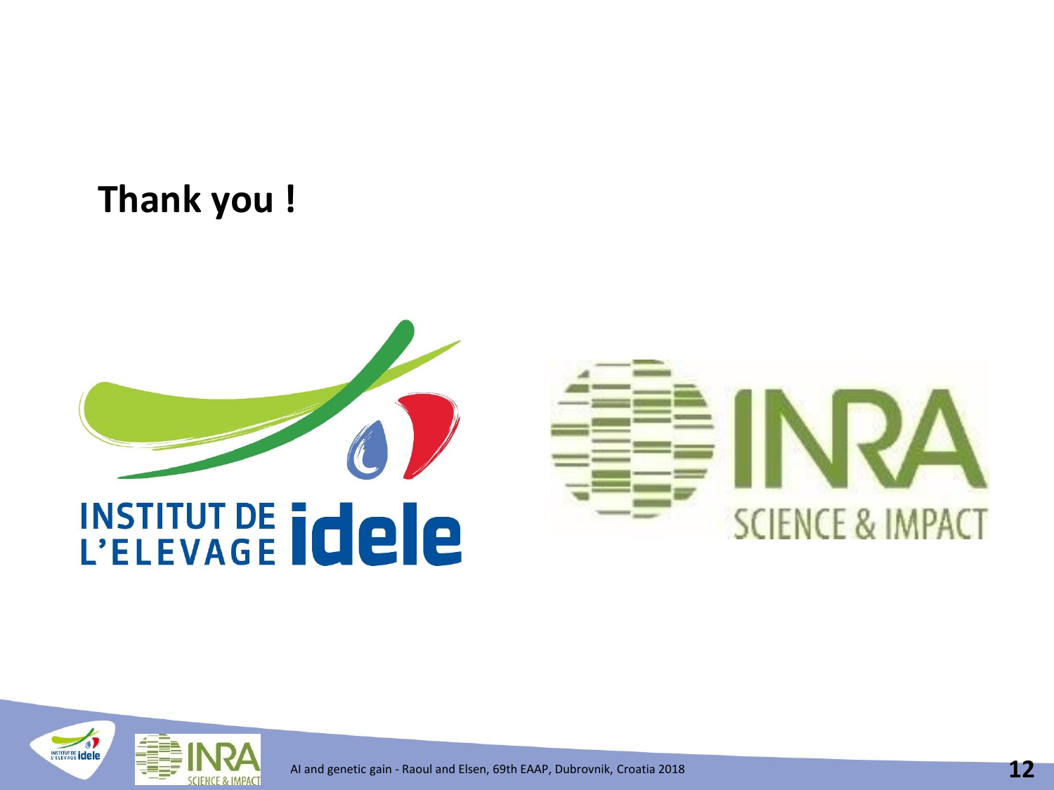**Thank you !**